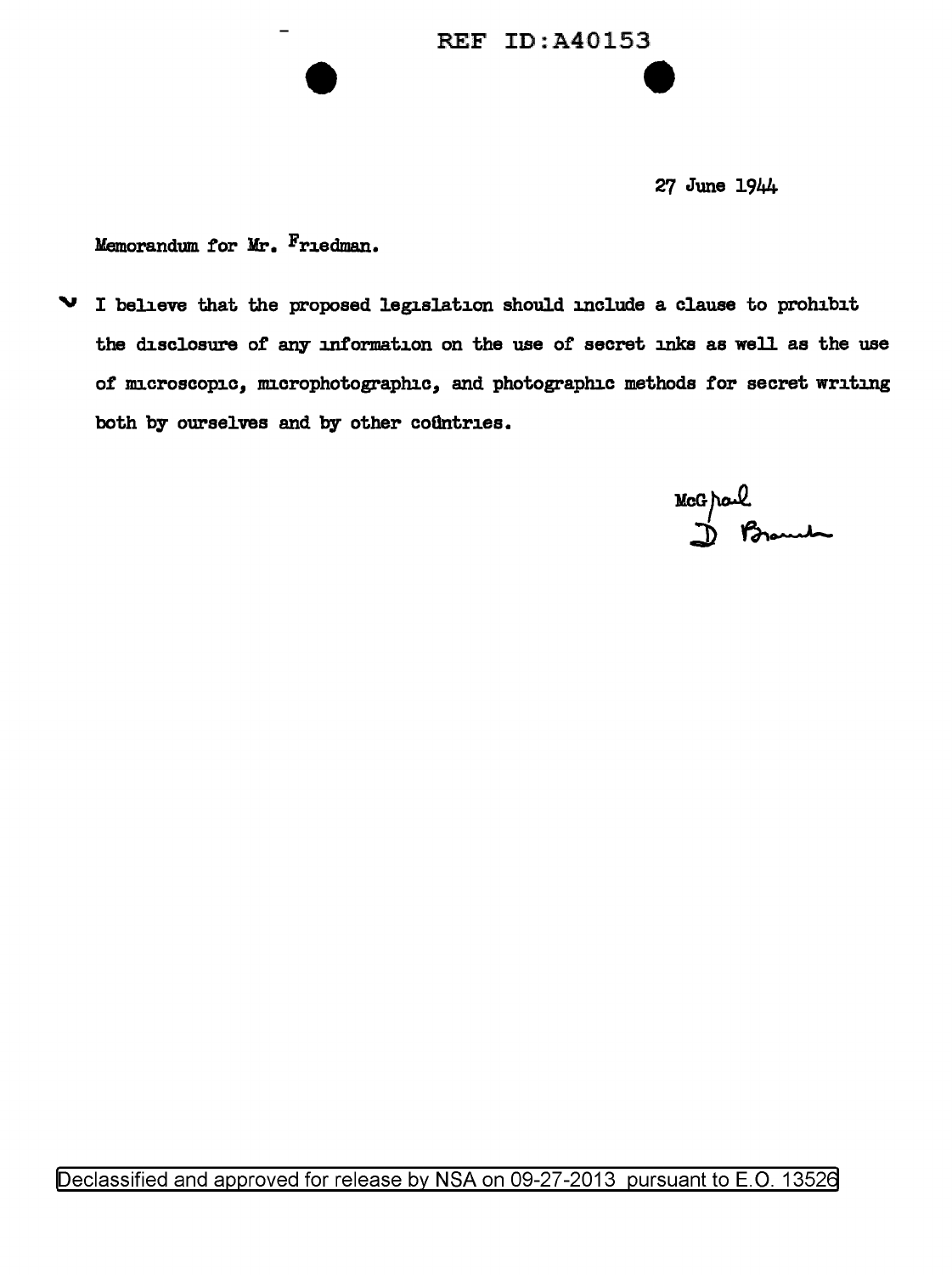REF ID:A40153

27 June 1944

Memorandum for Mr. Friedman.

I believe that the proposed legislation should include a clause to prohibit the disclosure of any information on the use of secret inks as well as the use of microscopic, microphotographic, and photographic methods for secret writing both by ourselves and by other countries.

McGrail
D Branch

Declassified and approved for release by NSA on 09-27-2013 pursuant to E.O. 13526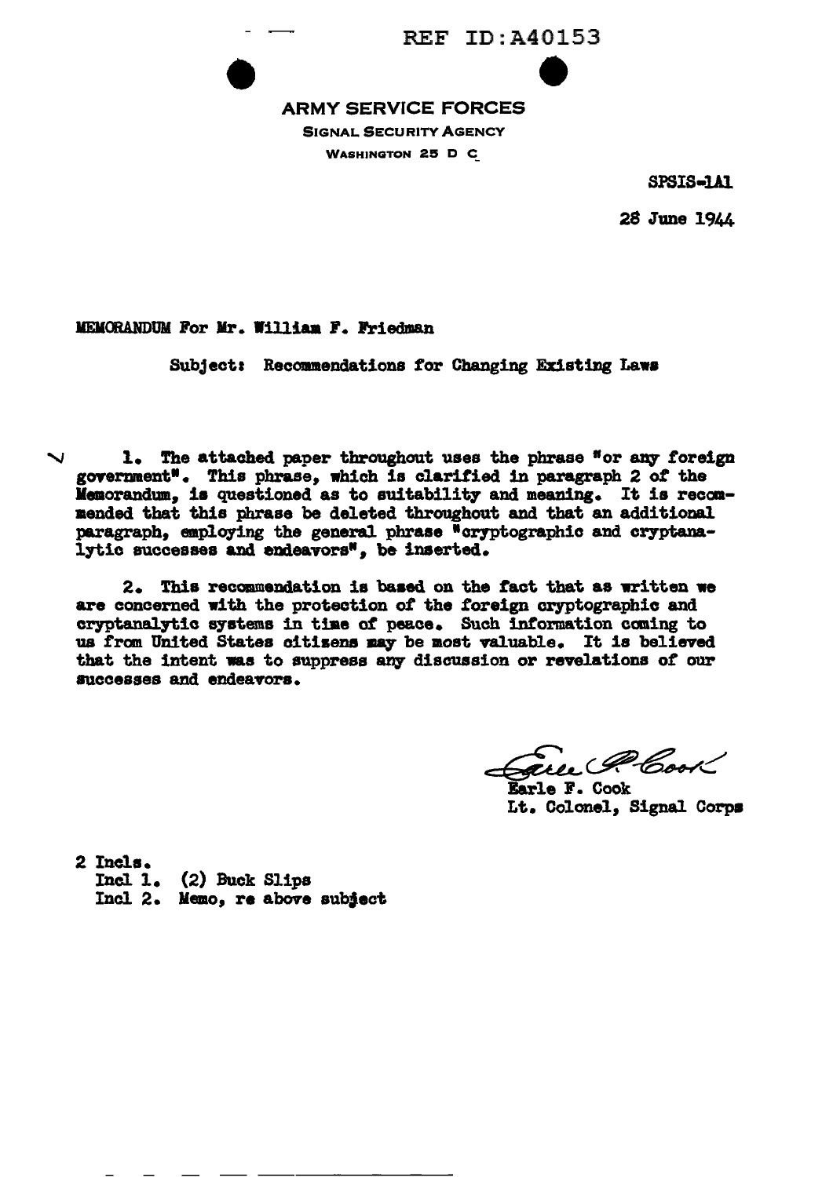REF ID:A40153

**ARMY SERVICE FORCES**
SIGNAL SECURITY AGENCY
WASHINGTON 25 D C

SPSIS-1A1

28 June 1944

MEMORANDUM For Mr. William F. Friedman

Subject: Recommendations for Changing Existing Laws

1. The attached paper throughout uses the phrase "or any foreign government". This phrase, which is clarified in paragraph 2 of the Memorandum, is questioned as to suitability and meaning. It is recommended that this phrase be deleted throughout and that an additional paragraph, employing the general phrase "cryptographic and cryptanalytic successes and endeavors", be inserted.

2. This recommendation is based on the fact that as written we are concerned with the protection of the foreign cryptographic and cryptanalytic systems in time of peace. Such information coming to us from United States citizens may be most valuable. It is believed that the intent was to suppress any discussion or revelations of our successes and endeavors.

Earle F. Cook
Lt. Colonel, Signal Corps

2 Incls.
Incl 1. (2) Buck Slips
Incl 2. Memo, re above subject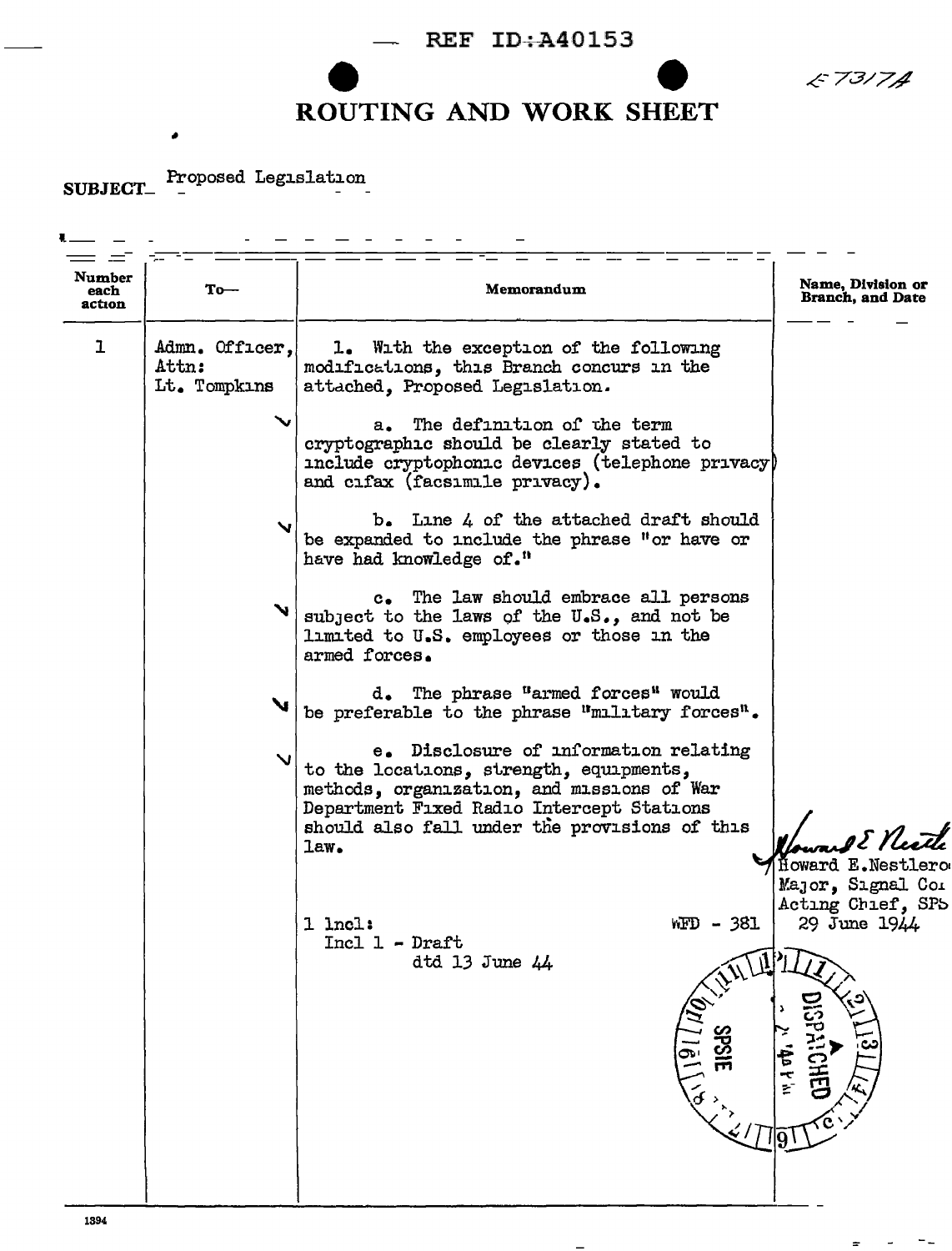REF ID:A40153

E73174

# ROUTING AND WORK SHEET

SUBJECT: Proposed Legislation

| Number each action | To— | Memorandum | Name, Division or Branch, and Date |
|---|---|---|---|
| 1 | Admn. Officer, Attn: Lt. Tompkins | 1. With the exception of the following modifications, this Branch concurs in the attached, Proposed Legislation.<br><br>a. The definition of the term cryptographic should be clearly stated to include cryptophonic devices (telephone privacy) and cifax (facsimile privacy).<br><br>b. Line 4 of the attached draft should be expanded to include the phrase "or have or have had knowledge of."<br><br>c. The law should embrace all persons subject to the laws of the U.S., and not be limited to U.S. employees or those in the armed forces.<br><br>d. The phrase "armed forces" would be preferable to the phrase "military forces".<br><br>e. Disclosure of information relating to the locations, strength, equipments, methods, organization, and missions of War Department Fixed Radio Intercept Stations should also fall under the provisions of this law.<br><br>1 Incl: WFD - 381<br>Incl 1 - Draft dtd 13 June 44 | Howard E. Nestler<br>Howard E. Nestlero<br>Major, Signal Co<br>Acting Chief, SPS<br>29 June 1944 |

SPSIE DISPATCHED

1394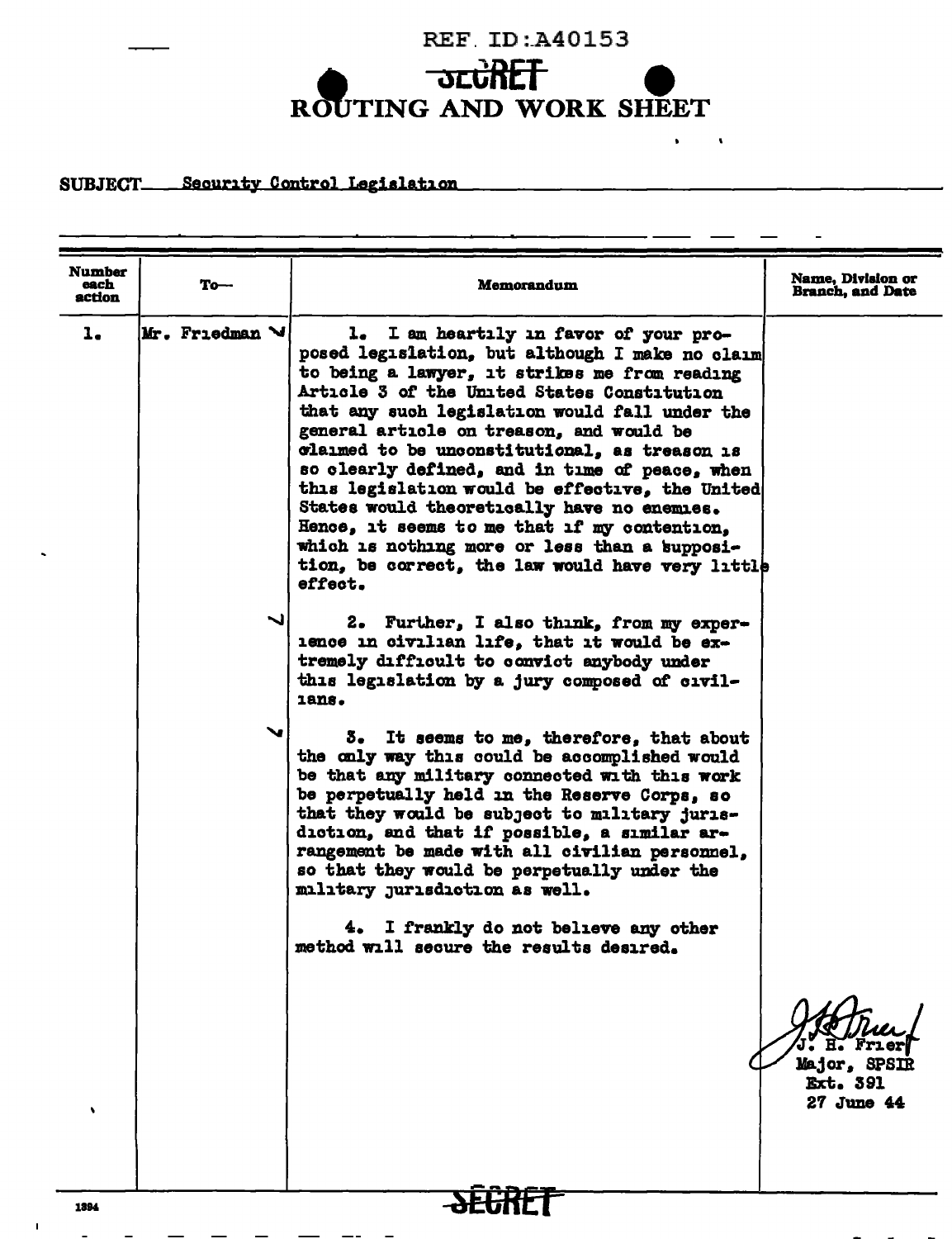REF. ID:A40153

SECRET

# ROUTING AND WORK SHEET

SUBJECT Security Control Legislation

| Number each action | To— | Memorandum | Name, Division or Branch, and Date |
|---|---|---|---|
| 1. | Mr. Friedman | 1. I am heartily in favor of your proposed legislation, but although I make no claim to being a lawyer, it strikes me from reading Article 3 of the United States Constitution that any such legislation would fall under the general article on treason, and would be claimed to be unconstitutional, as treason is so clearly defined, and in time of peace, when this legislation would be effective, the United States would theoretically have no enemies. Hence, it seems to me that if my contention, which is nothing more or less than a supposition, be correct, the law would have very little effect.<br><br>2. Further, I also think, from my experience in civilian life, that it would be extremely difficult to convict anybody under this legislation by a jury composed of civilians.<br><br>3. It seems to me, therefore, that about the only way this could be accomplished would be that any military connected with this work be perpetually held in the Reserve Corps, so that they would be subject to military jurisdiction, and that if possible, a similar arrangement be made with all civilian personnel, so that they would be perpetually under the military jurisdiction as well.<br><br>4. I frankly do not believe any other method will secure the results desired. | J. H. Frier<br>Major, SPSIR<br>Ext. 391<br>27 June 44 |

SECRET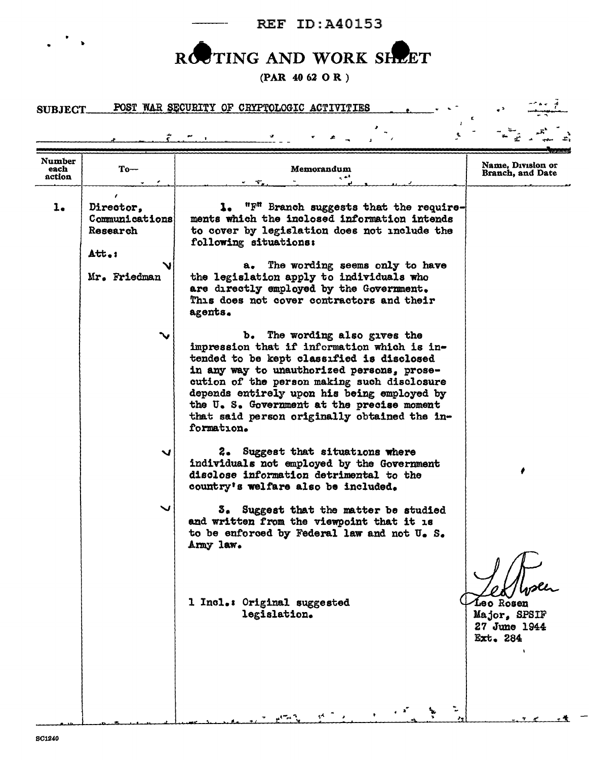REF ID:A40153

# ROUTING AND WORK SHEET

(PAR 40 62 O R)

SUBJECT POST WAR SECURITY OF CRYPTOLOGIC ACTIVITIES

| Number each action | To— | Memorandum | Name, Division or Branch, and Date |
|---|---|---|---|
| 1. | Director, Communications Research<br><br>Att.:<br><br>Mr. Friedman | 1. "F" Branch suggests that the requirements which the inclosed information intends to cover by legislation does not include the following situations:<br><br>a. The wording seems only to have the legislation apply to individuals who are directly employed by the Government. This does not cover contractors and their agents.<br><br>b. The wording also gives the impression that if information which is intended to be kept classified is disclosed in any way to unauthorized persons, prosecution of the person making such disclosure depends entirely upon his being employed by the U. S. Government at the precise moment that said person originally obtained the information.<br><br>2. Suggest that situations where individuals not employed by the Government disclose information detrimental to the country's welfare also be included.<br><br>3. Suggest that the matter be studied and written from the viewpoint that it is to be enforced by Federal law and not U. S. Army law.<br><br>1 Incl.: Original suggested legislation. | Leo Rosen<br>Major, SPSIF<br>27 June 1944<br>Ext. 284 |

SC1240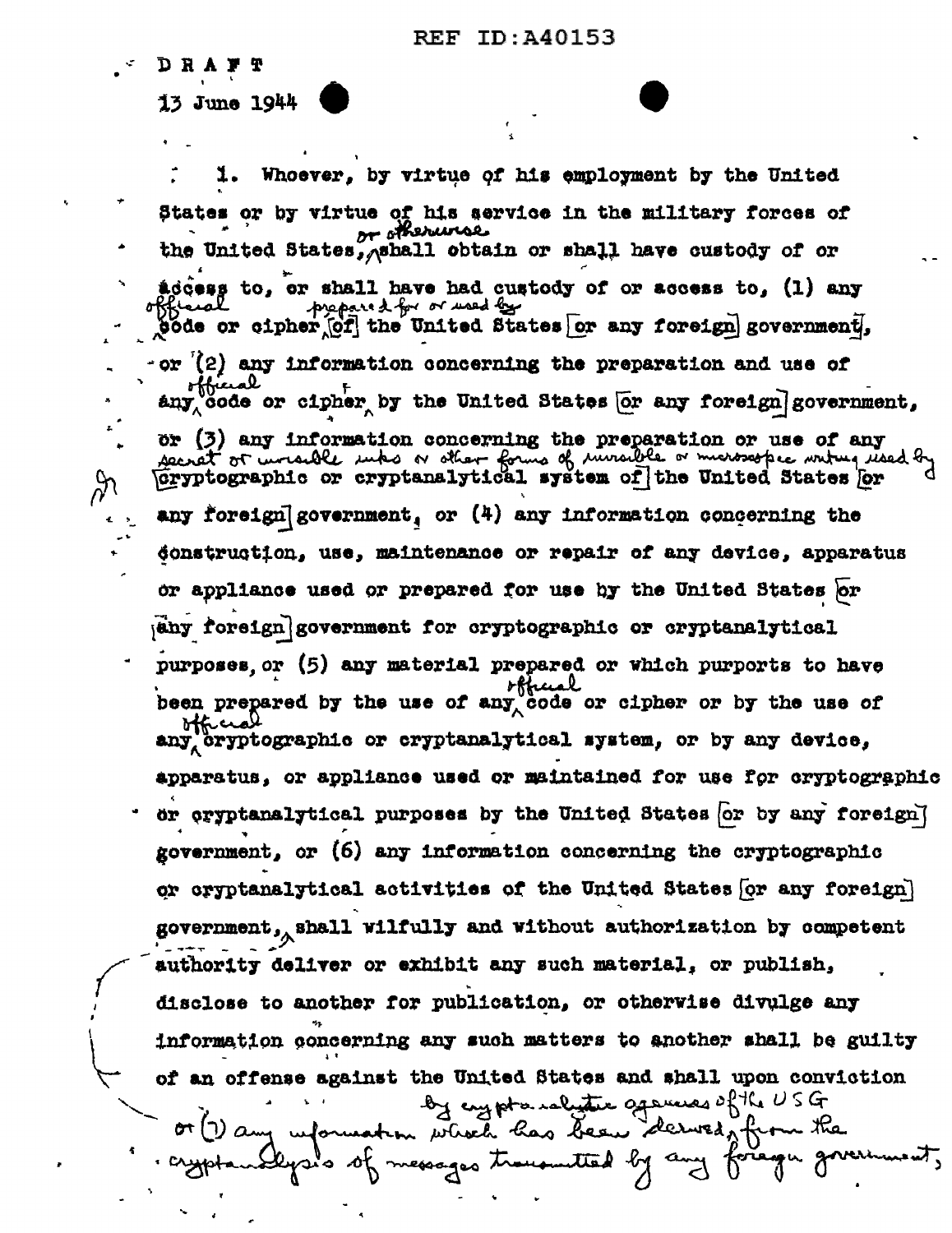REF ID:A40153

DRAFT

13 June 1944

1. Whoever, by virtue of his employment by the United States or by virtue of his service in the military forces of the United States, or otherwise shall obtain or shall have custody of or access to, or shall have had custody of or access to, (1) any official code or cipher prepared for or used by [of] the United States [or any foreign] government, or (2) any information concerning the preparation and use of any official code or cipher by the United States [or any foreign] government, or (3) any information concerning the preparation or use of any secret or invisible inks or other forms of invisible or microscopic writing used by [cryptographic or cryptanalytical system of] the United States [or any foreign] government, or (4) any information concerning the construction, use, maintenance or repair of any device, apparatus or appliance used or prepared for use by the United States [or any foreign] government for cryptographic or cryptanalytical purposes, or (5) any material prepared or which purports to have been prepared by the use of any official code or cipher or by the use of any official cryptographic or cryptanalytical system, or by any device, apparatus, or appliance used or maintained for use for cryptographic or cryptanalytical purposes by the United States [or by any foreign] government, or (6) any information concerning the cryptographic or cryptanalytical activities of the United States [or any foreign] government, or (7) any information which has been derived by cryptanalytic agencies of the USG from the cryptanalysis of messages transmitted by any foreign government, shall wilfully and without authorization by competent authority deliver or exhibit any such material, or publish, disclose to another for publication, or otherwise divulge any information concerning any such matters to another shall be guilty of an offense against the United States and shall upon conviction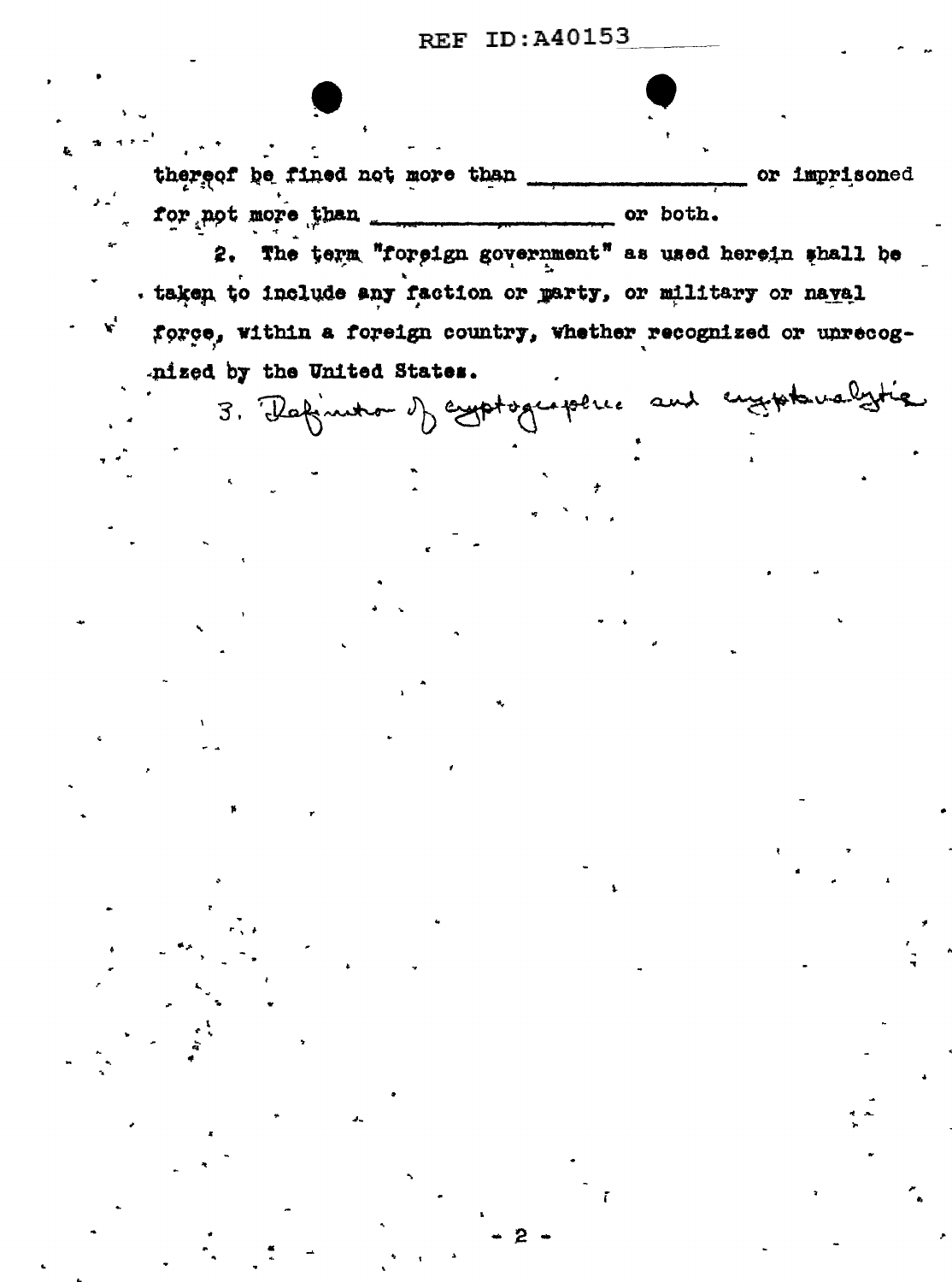thereof be fined not more than ______________ or imprisoned for not more than ______________ or both.

2. The term "foreign government" as used herein shall be taken to include any faction or party, or military or naval force, within a foreign country, whether recognized or unrecognized by the United States.

3. Definition of cryptographic and cryptanalytic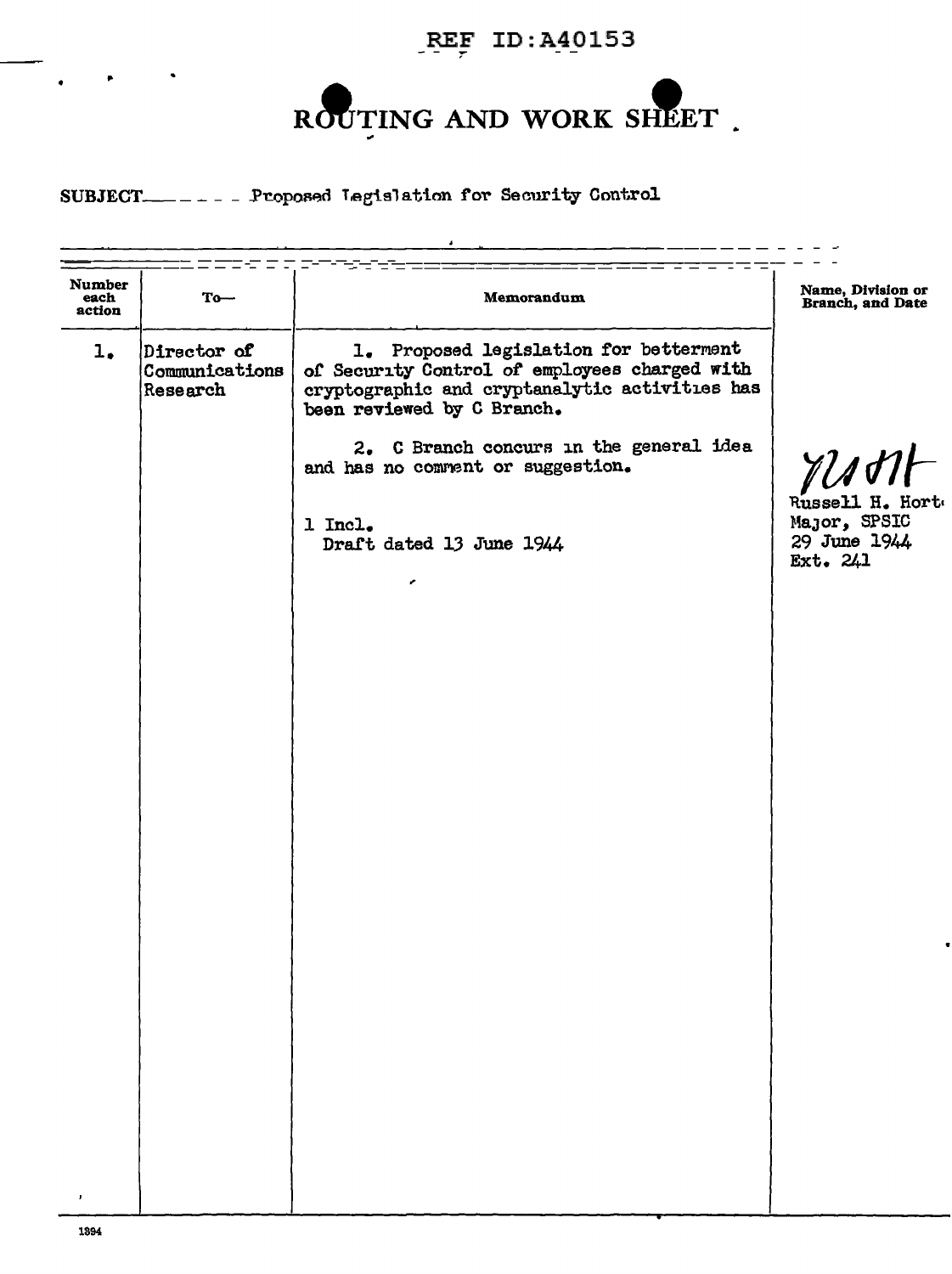REF ID:A40153

# ROUTING AND WORK SHEET

SUBJECT Proposed Legislation for Security Control

| Number each action | To— | Memorandum | Name, Division or Branch, and Date |
|---|---|---|---|
| 1. | Director of Communications Research | 1. Proposed legislation for betterment of Security Control of employees charged with cryptographic and cryptanalytic activities has been reviewed by C Branch.<br><br>2. C Branch concurs in the general idea and has no comment or suggestion.<br><br>1 Incl.<br>Draft dated 13 June 1944 | RHH<br>Russell H. Hort<br>Major, SPSIC<br>29 June 1944<br>Ext. 241 |

1394